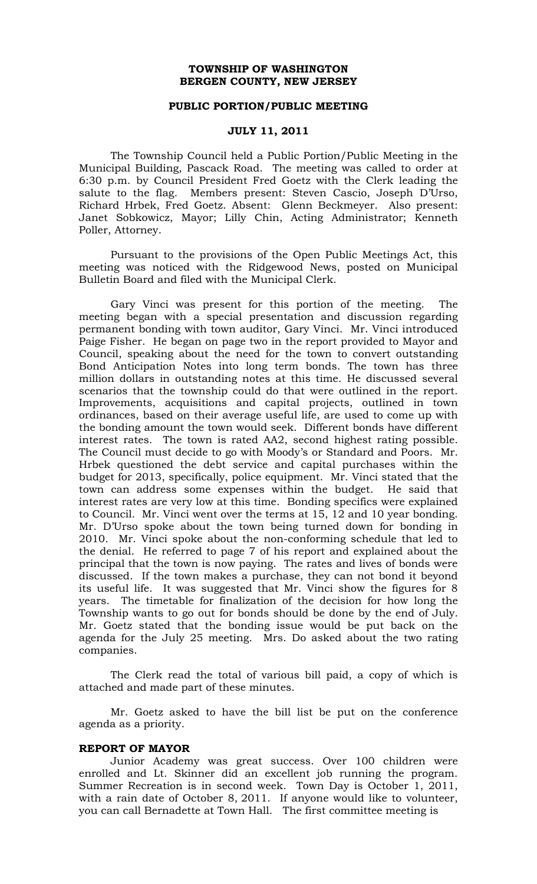**TOWNSHIP OF WASHINGTON**
**BERGEN COUNTY, NEW JERSEY**

**PUBLIC PORTION/PUBLIC MEETING**

**JULY 11, 2011**

The Township Council held a Public Portion/Public Meeting in the Municipal Building, Pascack Road. The meeting was called to order at 6:30 p.m. by Council President Fred Goetz with the Clerk leading the salute to the flag. Members present: Steven Cascio, Joseph D'Urso, Richard Hrbek, Fred Goetz. Absent: Glenn Beckmeyer. Also present: Janet Sobkowicz, Mayor; Lilly Chin, Acting Administrator; Kenneth Poller, Attorney.

Pursuant to the provisions of the Open Public Meetings Act, this meeting was noticed with the Ridgewood News, posted on Municipal Bulletin Board and filed with the Municipal Clerk.

Gary Vinci was present for this portion of the meeting. The meeting began with a special presentation and discussion regarding permanent bonding with town auditor, Gary Vinci. Mr. Vinci introduced Paige Fisher. He began on page two in the report provided to Mayor and Council, speaking about the need for the town to convert outstanding Bond Anticipation Notes into long term bonds. The town has three million dollars in outstanding notes at this time. He discussed several scenarios that the township could do that were outlined in the report. Improvements, acquisitions and capital projects, outlined in town ordinances, based on their average useful life, are used to come up with the bonding amount the town would seek. Different bonds have different interest rates. The town is rated AA2, second highest rating possible. The Council must decide to go with Moody's or Standard and Poors. Mr. Hrbek questioned the debt service and capital purchases within the budget for 2013, specifically, police equipment. Mr. Vinci stated that the town can address some expenses within the budget. He said that interest rates are very low at this time. Bonding specifics were explained to Council. Mr. Vinci went over the terms at 15, 12 and 10 year bonding. Mr. D'Urso spoke about the town being turned down for bonding in 2010. Mr. Vinci spoke about the non-conforming schedule that led to the denial. He referred to page 7 of his report and explained about the principal that the town is now paying. The rates and lives of bonds were discussed. If the town makes a purchase, they can not bond it beyond its useful life. It was suggested that Mr. Vinci show the figures for 8 years. The timetable for finalization of the decision for how long the Township wants to go out for bonds should be done by the end of July. Mr. Goetz stated that the bonding issue would be put back on the agenda for the July 25 meeting. Mrs. Do asked about the two rating companies.

The Clerk read the total of various bill paid, a copy of which is attached and made part of these minutes.

Mr. Goetz asked to have the bill list be put on the conference agenda as a priority.

**REPORT OF MAYOR**

Junior Academy was great success. Over 100 children were enrolled and Lt. Skinner did an excellent job running the program. Summer Recreation is in second week. Town Day is October 1, 2011, with a rain date of October 8, 2011. If anyone would like to volunteer, you can call Bernadette at Town Hall. The first committee meeting is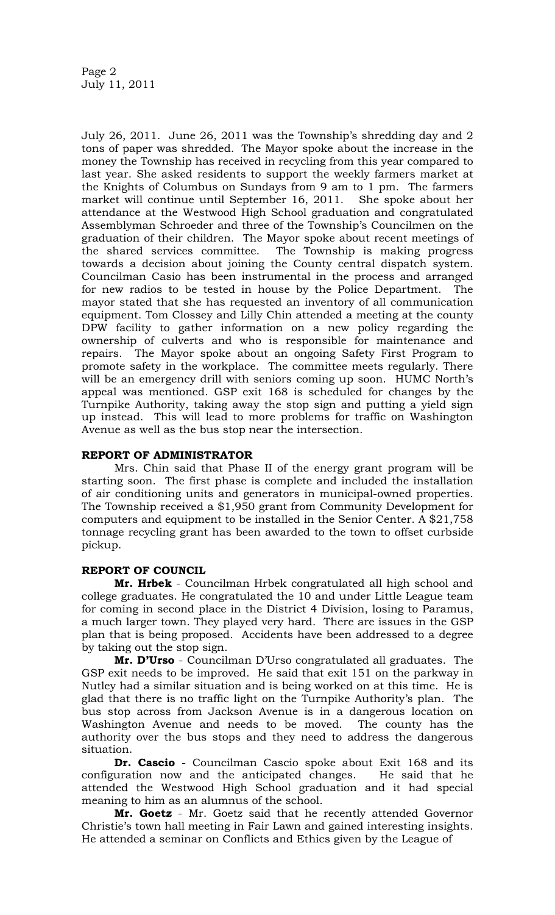July 26, 2011. June 26, 2011 was the Township's shredding day and 2 tons of paper was shredded. The Mayor spoke about the increase in the money the Township has received in recycling from this year compared to last year. She asked residents to support the weekly farmers market at the Knights of Columbus on Sundays from 9 am to 1 pm. The farmers market will continue until September 16, 2011. She spoke about her attendance at the Westwood High School graduation and congratulated Assemblyman Schroeder and three of the Township's Councilmen on the graduation of their children. The Mayor spoke about recent meetings of the shared services committee. The Township is making progress towards a decision about joining the County central dispatch system. Councilman Casio has been instrumental in the process and arranged for new radios to be tested in house by the Police Department. The mayor stated that she has requested an inventory of all communication equipment. Tom Clossey and Lilly Chin attended a meeting at the county DPW facility to gather information on a new policy regarding the ownership of culverts and who is responsible for maintenance and repairs. The Mayor spoke about an ongoing Safety First Program to promote safety in the workplace. The committee meets regularly. There will be an emergency drill with seniors coming up soon. HUMC North's appeal was mentioned. GSP exit 168 is scheduled for changes by the Turnpike Authority, taking away the stop sign and putting a yield sign up instead. This will lead to more problems for traffic on Washington Avenue as well as the bus stop near the intersection.

**REPORT OF ADMINISTRATOR**

Mrs. Chin said that Phase II of the energy grant program will be starting soon. The first phase is complete and included the installation of air conditioning units and generators in municipal-owned properties. The Township received a $1,950 grant from Community Development for computers and equipment to be installed in the Senior Center. A $21,758 tonnage recycling grant has been awarded to the town to offset curbside pickup.

**REPORT OF COUNCIL**

**Mr. Hrbek** - Councilman Hrbek congratulated all high school and college graduates. He congratulated the 10 and under Little League team for coming in second place in the District 4 Division, losing to Paramus, a much larger town. They played very hard. There are issues in the GSP plan that is being proposed. Accidents have been addressed to a degree by taking out the stop sign.

**Mr. D'Urso** - Councilman D'Urso congratulated all graduates. The GSP exit needs to be improved. He said that exit 151 on the parkway in Nutley had a similar situation and is being worked on at this time. He is glad that there is no traffic light on the Turnpike Authority's plan. The bus stop across from Jackson Avenue is in a dangerous location on Washington Avenue and needs to be moved. The county has the authority over the bus stops and they need to address the dangerous situation.

**Dr. Cascio** - Councilman Cascio spoke about Exit 168 and its configuration now and the anticipated changes. He said that he attended the Westwood High School graduation and it had special meaning to him as an alumnus of the school.

**Mr. Goetz** - Mr. Goetz said that he recently attended Governor Christie's town hall meeting in Fair Lawn and gained interesting insights. He attended a seminar on Conflicts and Ethics given by the League of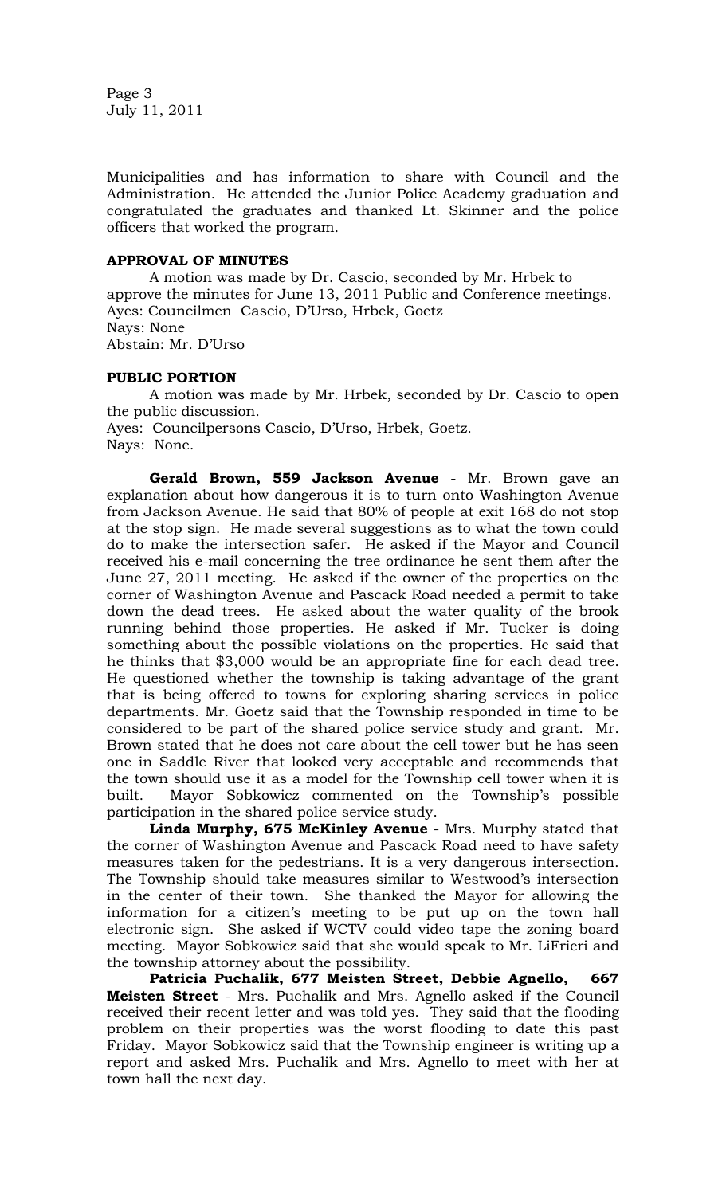Municipalities and has information to share with Council and the Administration. He attended the Junior Police Academy graduation and congratulated the graduates and thanked Lt. Skinner and the police officers that worked the program.

**APPROVAL OF MINUTES**

A motion was made by Dr. Cascio, seconded by Mr. Hrbek to approve the minutes for June 13, 2011 Public and Conference meetings.
Ayes: Councilmen Cascio, D'Urso, Hrbek, Goetz
Nays: None
Abstain: Mr. D'Urso

**PUBLIC PORTION**

A motion was made by Mr. Hrbek, seconded by Dr. Cascio to open the public discussion.
Ayes: Councilpersons Cascio, D'Urso, Hrbek, Goetz.
Nays: None.

**Gerald Brown, 559 Jackson Avenue** - Mr. Brown gave an explanation about how dangerous it is to turn onto Washington Avenue from Jackson Avenue. He said that 80% of people at exit 168 do not stop at the stop sign. He made several suggestions as to what the town could do to make the intersection safer. He asked if the Mayor and Council received his e-mail concerning the tree ordinance he sent them after the June 27, 2011 meeting. He asked if the owner of the properties on the corner of Washington Avenue and Pascack Road needed a permit to take down the dead trees. He asked about the water quality of the brook running behind those properties. He asked if Mr. Tucker is doing something about the possible violations on the properties. He said that he thinks that $3,000 would be an appropriate fine for each dead tree. He questioned whether the township is taking advantage of the grant that is being offered to towns for exploring sharing services in police departments. Mr. Goetz said that the Township responded in time to be considered to be part of the shared police service study and grant. Mr. Brown stated that he does not care about the cell tower but he has seen one in Saddle River that looked very acceptable and recommends that the town should use it as a model for the Township cell tower when it is built. Mayor Sobkowicz commented on the Township's possible participation in the shared police service study.

**Linda Murphy, 675 McKinley Avenue** - Mrs. Murphy stated that the corner of Washington Avenue and Pascack Road need to have safety measures taken for the pedestrians. It is a very dangerous intersection. The Township should take measures similar to Westwood's intersection in the center of their town. She thanked the Mayor for allowing the information for a citizen's meeting to be put up on the town hall electronic sign. She asked if WCTV could video tape the zoning board meeting. Mayor Sobkowicz said that she would speak to Mr. LiFrieri and the township attorney about the possibility.

**Patricia Puchalik, 677 Meisten Street, Debbie Agnello, 667 Meisten Street** - Mrs. Puchalik and Mrs. Agnello asked if the Council received their recent letter and was told yes. They said that the flooding problem on their properties was the worst flooding to date this past Friday. Mayor Sobkowicz said that the Township engineer is writing up a report and asked Mrs. Puchalik and Mrs. Agnello to meet with her at town hall the next day.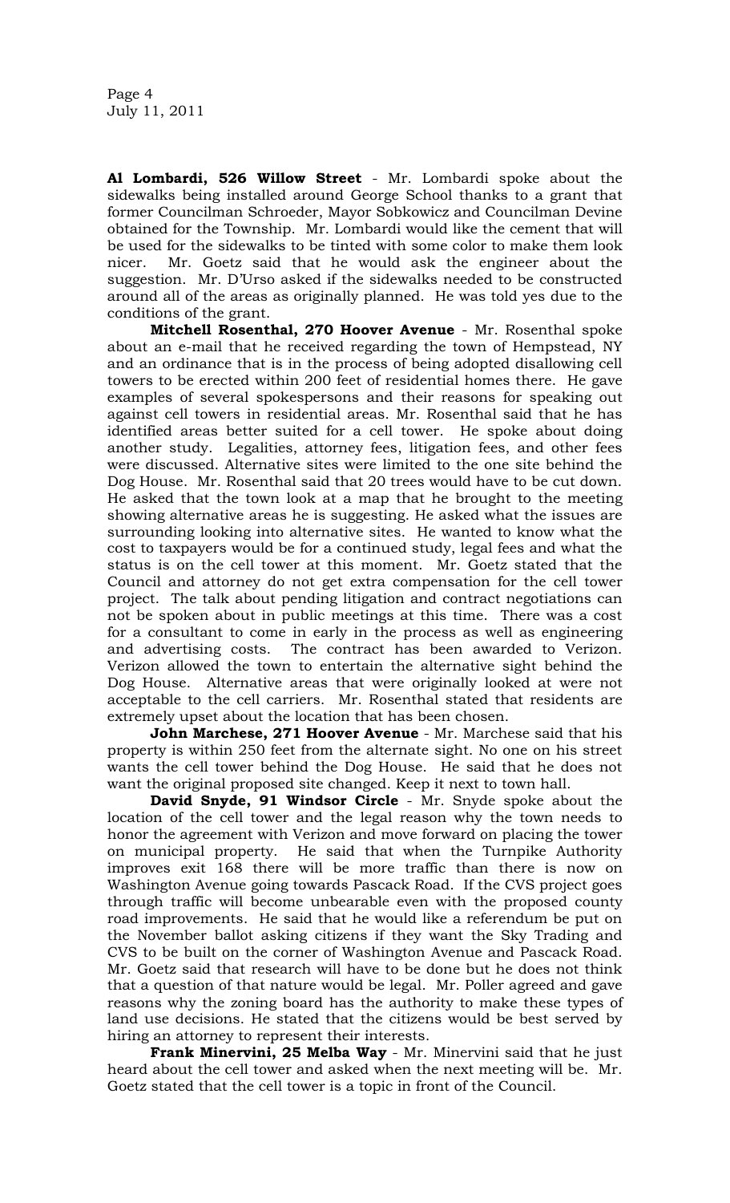**Al Lombardi, 526 Willow Street** - Mr. Lombardi spoke about the sidewalks being installed around George School thanks to a grant that former Councilman Schroeder, Mayor Sobkowicz and Councilman Devine obtained for the Township. Mr. Lombardi would like the cement that will be used for the sidewalks to be tinted with some color to make them look nicer. Mr. Goetz said that he would ask the engineer about the suggestion. Mr. D'Urso asked if the sidewalks needed to be constructed around all of the areas as originally planned. He was told yes due to the conditions of the grant.

**Mitchell Rosenthal, 270 Hoover Avenue** - Mr. Rosenthal spoke about an e-mail that he received regarding the town of Hempstead, NY and an ordinance that is in the process of being adopted disallowing cell towers to be erected within 200 feet of residential homes there. He gave examples of several spokespersons and their reasons for speaking out against cell towers in residential areas. Mr. Rosenthal said that he has identified areas better suited for a cell tower. He spoke about doing another study. Legalities, attorney fees, litigation fees, and other fees were discussed. Alternative sites were limited to the one site behind the Dog House. Mr. Rosenthal said that 20 trees would have to be cut down. He asked that the town look at a map that he brought to the meeting showing alternative areas he is suggesting. He asked what the issues are surrounding looking into alternative sites. He wanted to know what the cost to taxpayers would be for a continued study, legal fees and what the status is on the cell tower at this moment. Mr. Goetz stated that the Council and attorney do not get extra compensation for the cell tower project. The talk about pending litigation and contract negotiations can not be spoken about in public meetings at this time. There was a cost for a consultant to come in early in the process as well as engineering and advertising costs. The contract has been awarded to Verizon. Verizon allowed the town to entertain the alternative sight behind the Dog House. Alternative areas that were originally looked at were not acceptable to the cell carriers. Mr. Rosenthal stated that residents are extremely upset about the location that has been chosen.

**John Marchese, 271 Hoover Avenue** - Mr. Marchese said that his property is within 250 feet from the alternate sight. No one on his street wants the cell tower behind the Dog House. He said that he does not want the original proposed site changed. Keep it next to town hall.

**David Snyde, 91 Windsor Circle** - Mr. Snyde spoke about the location of the cell tower and the legal reason why the town needs to honor the agreement with Verizon and move forward on placing the tower on municipal property. He said that when the Turnpike Authority improves exit 168 there will be more traffic than there is now on Washington Avenue going towards Pascack Road. If the CVS project goes through traffic will become unbearable even with the proposed county road improvements. He said that he would like a referendum be put on the November ballot asking citizens if they want the Sky Trading and CVS to be built on the corner of Washington Avenue and Pascack Road. Mr. Goetz said that research will have to be done but he does not think that a question of that nature would be legal. Mr. Poller agreed and gave reasons why the zoning board has the authority to make these types of land use decisions. He stated that the citizens would be best served by hiring an attorney to represent their interests.

**Frank Minervini, 25 Melba Way** - Mr. Minervini said that he just heard about the cell tower and asked when the next meeting will be. Mr. Goetz stated that the cell tower is a topic in front of the Council.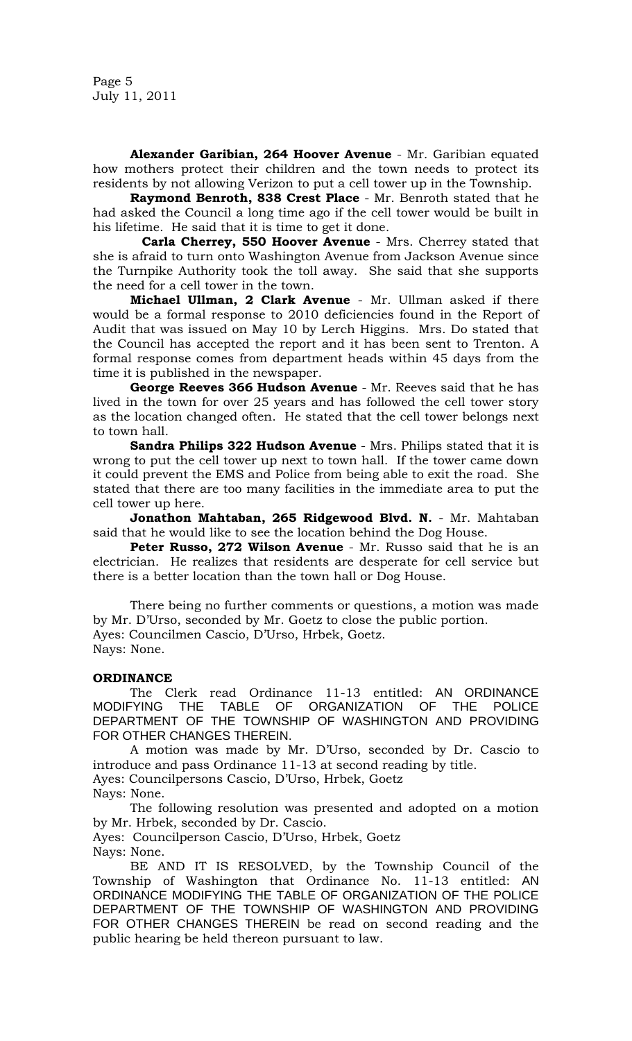**Alexander Garibian, 264 Hoover Avenue** - Mr. Garibian equated how mothers protect their children and the town needs to protect its residents by not allowing Verizon to put a cell tower up in the Township.

**Raymond Benroth, 838 Crest Place** - Mr. Benroth stated that he had asked the Council a long time ago if the cell tower would be built in his lifetime. He said that it is time to get it done.

**Carla Cherrey, 550 Hoover Avenue** - Mrs. Cherrey stated that she is afraid to turn onto Washington Avenue from Jackson Avenue since the Turnpike Authority took the toll away. She said that she supports the need for a cell tower in the town.

**Michael Ullman, 2 Clark Avenue** - Mr. Ullman asked if there would be a formal response to 2010 deficiencies found in the Report of Audit that was issued on May 10 by Lerch Higgins. Mrs. Do stated that the Council has accepted the report and it has been sent to Trenton. A formal response comes from department heads within 45 days from the time it is published in the newspaper.

**George Reeves 366 Hudson Avenue** - Mr. Reeves said that he has lived in the town for over 25 years and has followed the cell tower story as the location changed often. He stated that the cell tower belongs next to town hall.

**Sandra Philips 322 Hudson Avenue** - Mrs. Philips stated that it is wrong to put the cell tower up next to town hall. If the tower came down it could prevent the EMS and Police from being able to exit the road. She stated that there are too many facilities in the immediate area to put the cell tower up here.

**Jonathon Mahtaban, 265 Ridgewood Blvd. N.** - Mr. Mahtaban said that he would like to see the location behind the Dog House.

**Peter Russo, 272 Wilson Avenue** - Mr. Russo said that he is an electrician. He realizes that residents are desperate for cell service but there is a better location than the town hall or Dog House.

There being no further comments or questions, a motion was made by Mr. D'Urso, seconded by Mr. Goetz to close the public portion.
Ayes: Councilmen Cascio, D'Urso, Hrbek, Goetz.
Nays: None.

**ORDINANCE**

The Clerk read Ordinance 11-13 entitled: AN ORDINANCE MODIFYING THE TABLE OF ORGANIZATION OF THE POLICE DEPARTMENT OF THE TOWNSHIP OF WASHINGTON AND PROVIDING FOR OTHER CHANGES THEREIN.

A motion was made by Mr. D'Urso, seconded by Dr. Cascio to introduce and pass Ordinance 11-13 at second reading by title.
Ayes: Councilpersons Cascio, D'Urso, Hrbek, Goetz
Nays: None.

The following resolution was presented and adopted on a motion by Mr. Hrbek, seconded by Dr. Cascio.
Ayes: Councilperson Cascio, D'Urso, Hrbek, Goetz
Nays: None.

BE AND IT IS RESOLVED, by the Township Council of the Township of Washington that Ordinance No. 11-13 entitled: AN ORDINANCE MODIFYING THE TABLE OF ORGANIZATION OF THE POLICE DEPARTMENT OF THE TOWNSHIP OF WASHINGTON AND PROVIDING FOR OTHER CHANGES THEREIN be read on second reading and the public hearing be held thereon pursuant to law.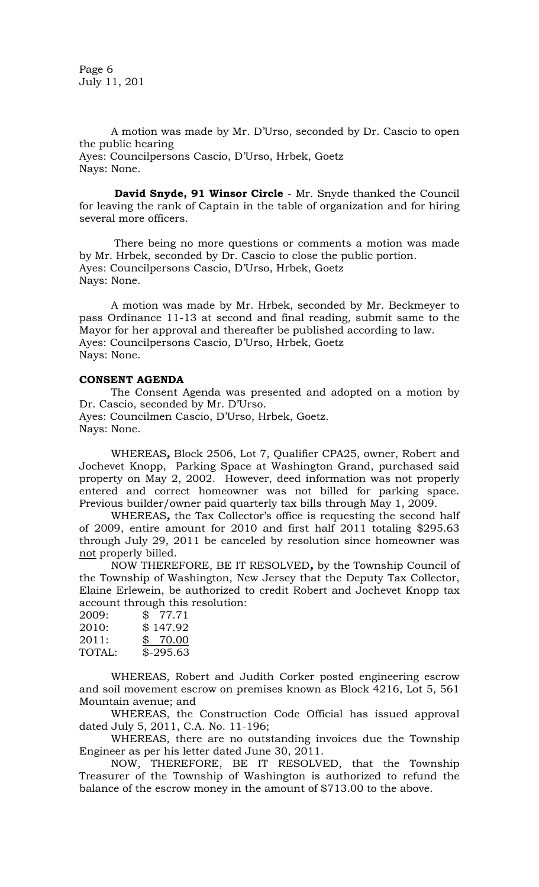A motion was made by Mr. D'Urso, seconded by Dr. Cascio to open the public hearing
Ayes: Councilpersons Cascio, D'Urso, Hrbek, Goetz
Nays: None.

**David Snyde, 91 Winsor Circle** - Mr. Snyde thanked the Council for leaving the rank of Captain in the table of organization and for hiring several more officers.

There being no more questions or comments a motion was made by Mr. Hrbek, seconded by Dr. Cascio to close the public portion.
Ayes: Councilpersons Cascio, D'Urso, Hrbek, Goetz
Nays: None.

A motion was made by Mr. Hrbek, seconded by Mr. Beckmeyer to pass Ordinance 11-13 at second and final reading, submit same to the Mayor for her approval and thereafter be published according to law.
Ayes: Councilpersons Cascio, D'Urso, Hrbek, Goetz
Nays: None.

**CONSENT AGENDA**

The Consent Agenda was presented and adopted on a motion by Dr. Cascio, seconded by Mr. D'Urso.
Ayes: Councilmen Cascio, D'Urso, Hrbek, Goetz.
Nays: None.

WHEREAS**,** Block 2506, Lot 7, Qualifier CPA25, owner, Robert and Jochevet Knopp, Parking Space at Washington Grand, purchased said property on May 2, 2002. However, deed information was not properly entered and correct homeowner was not billed for parking space. Previous builder/owner paid quarterly tax bills through May 1, 2009.

WHEREAS**,** the Tax Collector's office is requesting the second half of 2009, entire amount for 2010 and first half 2011 totaling $295.63 through July 29, 2011 be canceled by resolution since homeowner was not properly billed.

NOW THEREFORE, BE IT RESOLVED**,** by the Township Council of the Township of Washington, New Jersey that the Deputy Tax Collector, Elaine Erlewein, be authorized to credit Robert and Jochevet Knopp tax account through this resolution:

2009: $ 77.71
2010: $ 147.92
2011: $ 70.00
TOTAL: $-295.63

WHEREAS, Robert and Judith Corker posted engineering escrow and soil movement escrow on premises known as Block 4216, Lot 5, 561 Mountain avenue; and

WHEREAS, the Construction Code Official has issued approval dated July 5, 2011, C.A. No. 11-196;

WHEREAS, there are no outstanding invoices due the Township Engineer as per his letter dated June 30, 2011.

NOW, THEREFORE, BE IT RESOLVED, that the Township Treasurer of the Township of Washington is authorized to refund the balance of the escrow money in the amount of $713.00 to the above.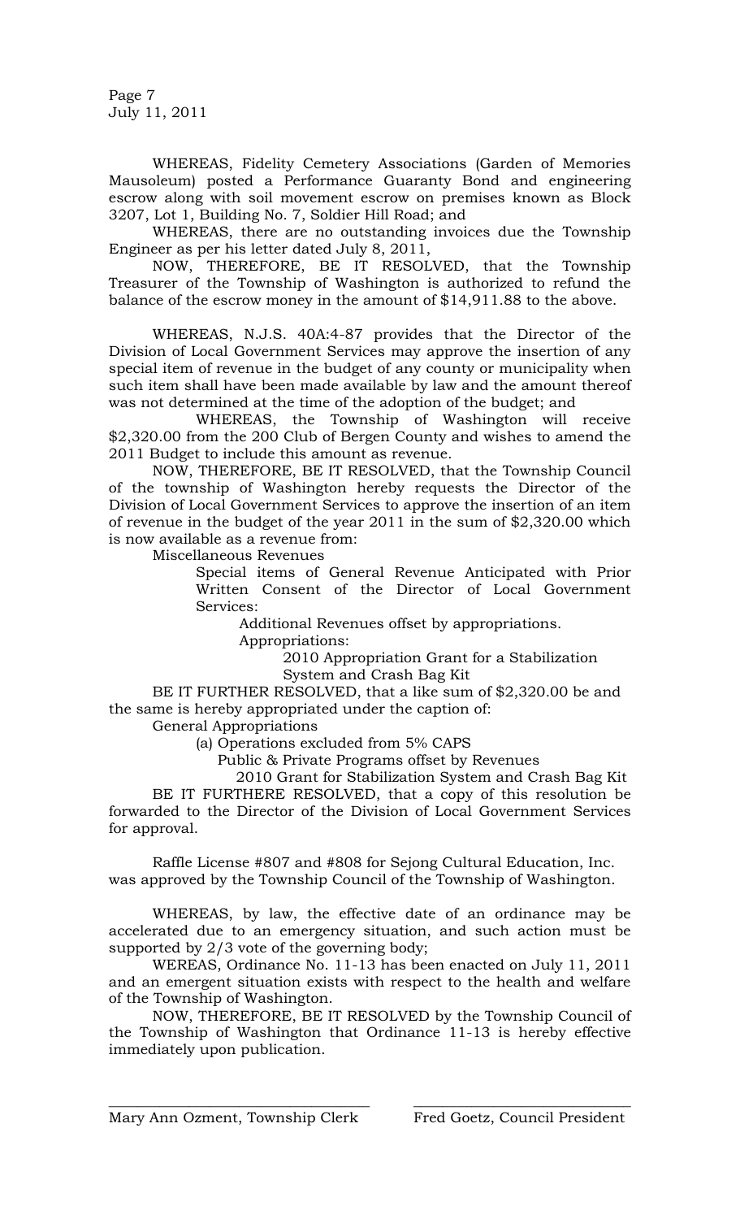WHEREAS, Fidelity Cemetery Associations (Garden of Memories Mausoleum) posted a Performance Guaranty Bond and engineering escrow along with soil movement escrow on premises known as Block 3207, Lot 1, Building No. 7, Soldier Hill Road; and

WHEREAS, there are no outstanding invoices due the Township Engineer as per his letter dated July 8, 2011,

NOW, THEREFORE, BE IT RESOLVED, that the Township Treasurer of the Township of Washington is authorized to refund the balance of the escrow money in the amount of $14,911.88 to the above.

WHEREAS, N.J.S. 40A:4-87 provides that the Director of the Division of Local Government Services may approve the insertion of any special item of revenue in the budget of any county or municipality when such item shall have been made available by law and the amount thereof was not determined at the time of the adoption of the budget; and

WHEREAS, the Township of Washington will receive $2,320.00 from the 200 Club of Bergen County and wishes to amend the 2011 Budget to include this amount as revenue.

NOW, THEREFORE, BE IT RESOLVED, that the Township Council of the township of Washington hereby requests the Director of the Division of Local Government Services to approve the insertion of an item of revenue in the budget of the year 2011 in the sum of $2,320.00 which is now available as a revenue from:

Miscellaneous Revenues

Special items of General Revenue Anticipated with Prior Written Consent of the Director of Local Government Services:

Additional Revenues offset by appropriations.

Appropriations:

2010 Appropriation Grant for a Stabilization System and Crash Bag Kit

BE IT FURTHER RESOLVED, that a like sum of $2,320.00 be and the same is hereby appropriated under the caption of:

General Appropriations

(a) Operations excluded from 5% CAPS

Public & Private Programs offset by Revenues

2010 Grant for Stabilization System and Crash Bag Kit

BE IT FURTHERE RESOLVED, that a copy of this resolution be forwarded to the Director of the Division of Local Government Services for approval.

Raffle License #807 and #808 for Sejong Cultural Education, Inc. was approved by the Township Council of the Township of Washington.

WHEREAS, by law, the effective date of an ordinance may be accelerated due to an emergency situation, and such action must be supported by 2/3 vote of the governing body;

WEREAS, Ordinance No. 11-13 has been enacted on July 11, 2011 and an emergent situation exists with respect to the health and welfare of the Township of Washington.

NOW, THEREFORE, BE IT RESOLVED by the Township Council of the Township of Washington that Ordinance 11-13 is hereby effective immediately upon publication.

\_\_\_\_\_\_\_\_\_\_\_\_\_\_\_\_\_\_\_\_\_\_\_\_\_\_\_\_\_\_ \_\_\_\_\_\_\_\_\_\_\_\_\_\_\_\_\_\_\_\_\_\_\_\_\_\_\_\_\_\_

Mary Ann Ozment, Township Clerk Fred Goetz, Council President